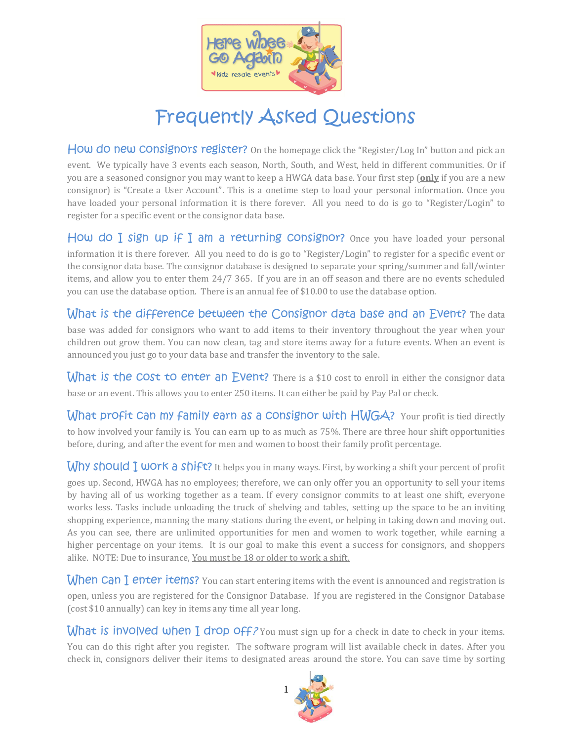# Frequently Asked Questions

**How do new consignors register?** On the homepage click the "Register/Log In" button and pick an event. We typically have 3 events each season, North, South, and West, held in different communities. Or if you are a seasoned consignor you may want to keep a HWGA data base. Your first step (**only** if you are a new consignor) is "Create a User Account". This is a onetime step to load your personal information. Once you have loaded your personal information it is there forever. All you need to do is go to "Register/Login" to register for a specific event or the consignor data base.

**How do I sign up if I am a returning consignor?** Once you have loaded your personal information it is there forever. All you need to do is go to "Register/Login" to register for a specific event or the consignor data base. The consignor database is designed to separate your spring/summer and fall/winter items, and allow you to enter them 24/7 365. If you are in an off season and there are no events scheduled you can use the database option. There is an annual fee of $10.00 to use the database option.

**What is the difference between the Consignor data base and an Event?** The data base was added for consignors who want to add items to their inventory throughout the year when your children out grow them. You can now clean, tag and store items away for a future events. When an event is announced you just go to your data base and transfer the inventory to the sale.

**What is the cost to enter an Event?** There is a $10 cost to enroll in either the consignor data base or an event. This allows you to enter 250 items. It can either be paid by Pay Pal or check.

**What profit can my family earn as a consignor with HWGA?** Your profit is tied directly to how involved your family is. You can earn up to as much as 75%. There are three hour shift opportunities before, during, and after the event for men and women to boost their family profit percentage.

**Why should I work a shift?** It helps you in many ways. First, by working a shift your percent of profit goes up. Second, HWGA has no employees; therefore, we can only offer you an opportunity to sell your items by having all of us working together as a team. If every consignor commits to at least one shift, everyone works less. Tasks include unloading the truck of shelving and tables, setting up the space to be an inviting shopping experience, manning the many stations during the event, or helping in taking down and moving out. As you can see, there are unlimited opportunities for men and women to work together, while earning a higher percentage on your items. It is our goal to make this event a success for consignors, and shoppers alike. NOTE: Due to insurance, <u>You must be 18 or older to work a shift.</u>

**When can I enter items?** You can start entering items with the event is announced and registration is open, unless you are registered for the Consignor Database. If you are registered in the Consignor Database (cost $10 annually) can key in items any time all year long.

**What is involved when I drop off?** You must sign up for a check in date to check in your items. You can do this right after you register. The software program will list available check in dates. After you check in, consignors deliver their items to designated areas around the store. You can save time by sorting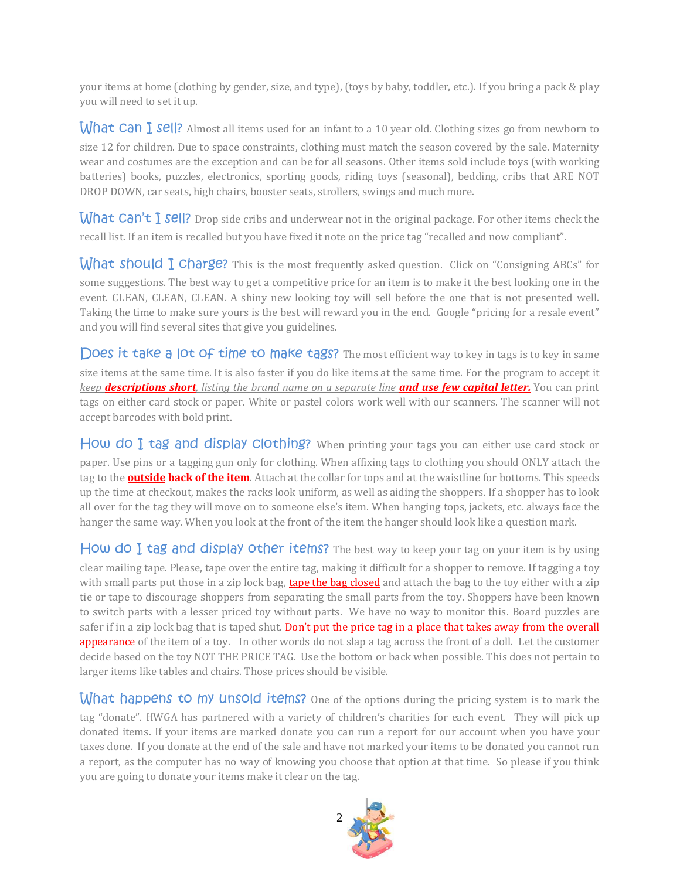your items at home (clothing by gender, size, and type), (toys by baby, toddler, etc.). If you bring a pack & play you will need to set it up.

**What can I sell?** Almost all items used for an infant to a 10 year old. Clothing sizes go from newborn to size 12 for children. Due to space constraints, clothing must match the season covered by the sale. Maternity wear and costumes are the exception and can be for all seasons. Other items sold include toys (with working batteries) books, puzzles, electronics, sporting goods, riding toys (seasonal), bedding, cribs that ARE NOT DROP DOWN, car seats, high chairs, booster seats, strollers, swings and much more.

**What can't I sell?** Drop side cribs and underwear not in the original package. For other items check the recall list. If an item is recalled but you have fixed it note on the price tag "recalled and now compliant".

**What should I charge?** This is the most frequently asked question. Click on "Consigning ABCs" for some suggestions. The best way to get a competitive price for an item is to make it the best looking one in the event. CLEAN, CLEAN, CLEAN. A shiny new looking toy will sell before the one that is not presented well. Taking the time to make sure yours is the best will reward you in the end. Google "pricing for a resale event" and you will find several sites that give you guidelines.

**Does it take a lot of time to make tags?** The most efficient way to key in tags is to key in same size items at the same time. It is also faster if you do like items at the same time. For the program to accept it *keep* ***descriptions short****, listing the brand name on a separate line* ***and use few capital letter.*** You can print tags on either card stock or paper. White or pastel colors work well with our scanners. The scanner will not accept barcodes with bold print.

**How do I tag and display clothing?** When printing your tags you can either use card stock or paper. Use pins or a tagging gun only for clothing. When affixing tags to clothing you should ONLY attach the tag to the **outside back of the item**. Attach at the collar for tops and at the waistline for bottoms. This speeds up the time at checkout, makes the racks look uniform, as well as aiding the shoppers. If a shopper has to look all over for the tag they will move on to someone else's item. When hanging tops, jackets, etc. always face the hanger the same way. When you look at the front of the item the hanger should look like a question mark.

**How do I tag and display other items?** The best way to keep your tag on your item is by using clear mailing tape. Please, tape over the entire tag, making it difficult for a shopper to remove. If tagging a toy with small parts put those in a zip lock bag, tape the bag closed and attach the bag to the toy either with a zip tie or tape to discourage shoppers from separating the small parts from the toy. Shoppers have been known to switch parts with a lesser priced toy without parts. We have no way to monitor this. Board puzzles are safer if in a zip lock bag that is taped shut. Don't put the price tag in a place that takes away from the overall appearance of the item of a toy. In other words do not slap a tag across the front of a doll. Let the customer decide based on the toy NOT THE PRICE TAG. Use the bottom or back when possible. This does not pertain to larger items like tables and chairs. Those prices should be visible.

**What happens to my unsold items?** One of the options during the pricing system is to mark the tag "donate". HWGA has partnered with a variety of children's charities for each event. They will pick up donated items. If your items are marked donate you can run a report for our account when you have your taxes done. If you donate at the end of the sale and have not marked your items to be donated you cannot run a report, as the computer has no way of knowing you choose that option at that time. So please if you think you are going to donate your items make it clear on the tag.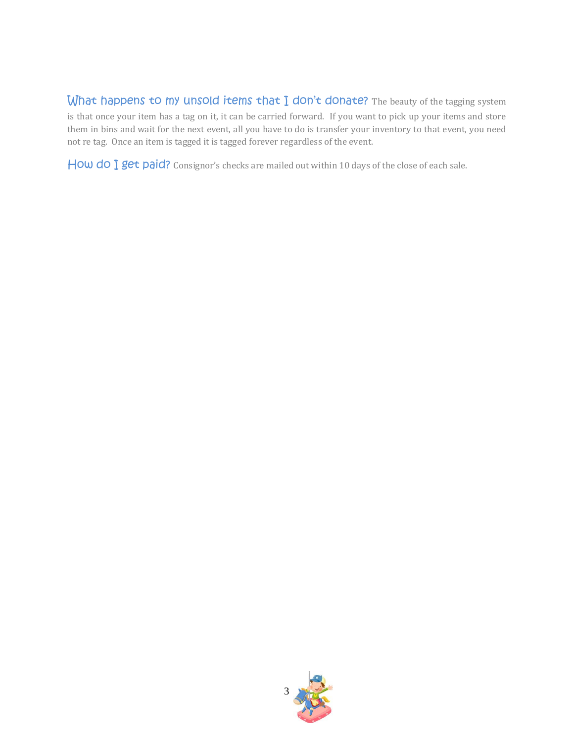**What happens to my unsold items that I don't donate?** The beauty of the tagging system is that once your item has a tag on it, it can be carried forward. If you want to pick up your items and store them in bins and wait for the next event, all you have to do is transfer your inventory to that event, you need not re tag. Once an item is tagged it is tagged forever regardless of the event.

**How do I get paid?** Consignor's checks are mailed out within 10 days of the close of each sale.